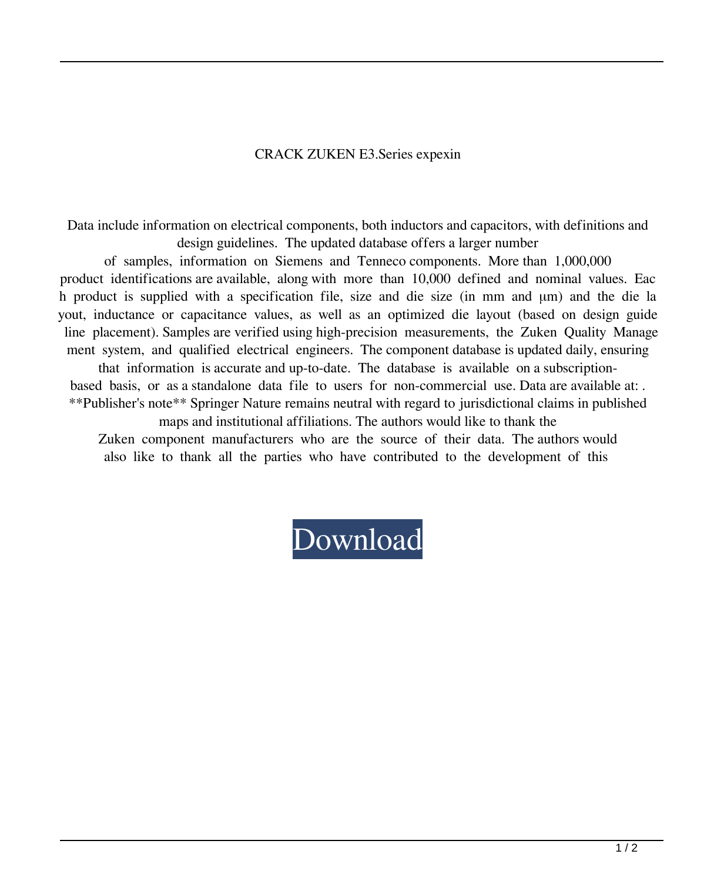CRACK ZUKEN E3.Series expexin

Data include information on electrical components, both inductors and capacitors, with definitions and design guidelines. The updated database offers a larger number of samples, information on Siemens and Tenneco components. More than 1,000,000 product identifications are available, along with more than 10,000 defined and nominal values. Each product is supplied with a specification file, size and die size (in mm and μm) and the die layout, inductance or capacitance values, as well as an optimized die layout (based on design guideline placement). Samples are verified using high-precision measurements, the Zuken Quality Management system, and qualified electrical engineers. The component database is updated daily, ensuring that information is accurate and up-to-date. The database is available on a subscription-based basis, or as a standalone data file to users for non-commercial use. Data are available at: . **Publisher's note** Springer Nature remains neutral with regard to jurisdictional claims in published maps and institutional affiliations. The authors would like to thank the Zuken component manufacturers who are the source of their data. The authors would also like to thank all the parties who have contributed to the development of this

Download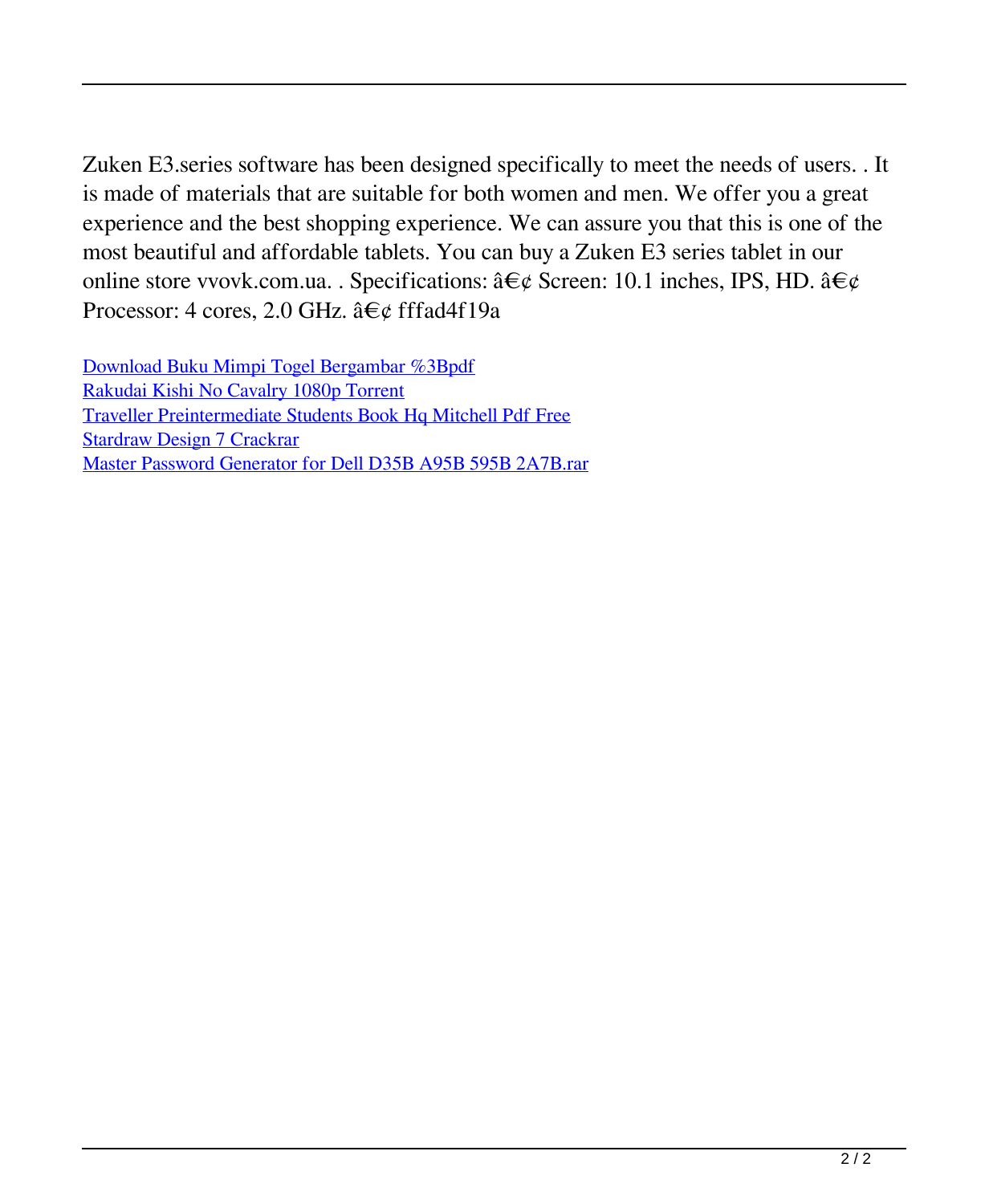Zuken E3.series software has been designed specifically to meet the needs of users. . It is made of materials that are suitable for both women and men. We offer you a great experience and the best shopping experience. We can assure you that this is one of the most beautiful and affordable tablets. You can buy a Zuken E3 series tablet in our online store vvovk.com.ua. . Specifications: â€¢ Screen: 10.1 inches, IPS, HD. â€¢ Processor: 4 cores, 2.0 GHz. â€¢ fffad4f19a

Download Buku Mimpi Togel Bergambar %3Bpdf
Rakudai Kishi No Cavalry 1080p Torrent
Traveller Preintermediate Students Book Hq Mitchell Pdf Free
Stardraw Design 7 Crackrar
Master Password Generator for Dell D35B A95B 595B 2A7B.rar